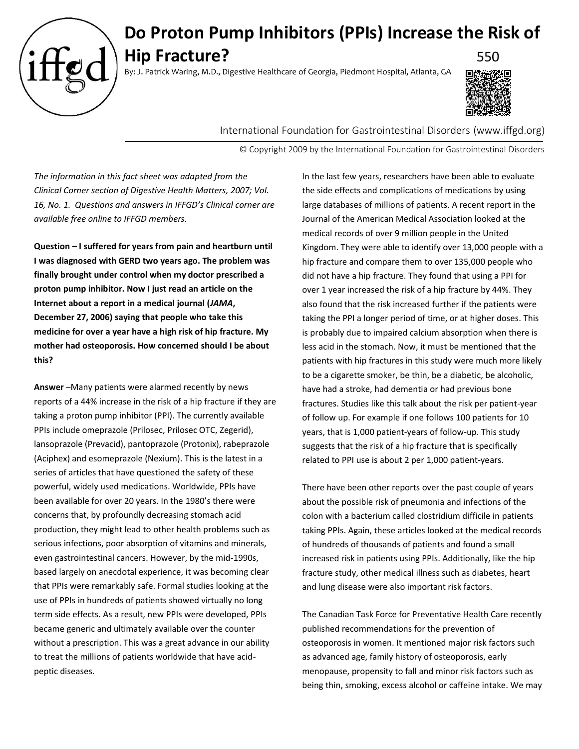# Do Proton Pump Inhibitors (PPIs) Increase the Risk of Hip Fracture?

550

By: J. Patrick Waring, M.D., Digestive Healthcare of Georgia, Piedmont Hospital, Atlanta, GA

International Foundation for Gastrointestinal Disorders (www.iffgd.org)

© Copyright 2009 by the International Foundation for Gastrointestinal Disorders

*The information in this fact sheet was adapted from the Clinical Corner section of Digestive Health Matters, 2007; Vol. 16, No. 1. Questions and answers in IFFGD's Clinical corner are available free online to IFFGD members.*

**Question – I suffered for years from pain and heartburn until I was diagnosed with GERD two years ago. The problem was finally brought under control when my doctor prescribed a proton pump inhibitor. Now I just read an article on the Internet about a report in a medical journal (*JAMA*, December 27, 2006) saying that people who take this medicine for over a year have a high risk of hip fracture. My mother had osteoporosis. How concerned should I be about this?**

**Answer** –Many patients were alarmed recently by news reports of a 44% increase in the risk of a hip fracture if they are taking a proton pump inhibitor (PPI). The currently available PPIs include omeprazole (Prilosec, Prilosec OTC, Zegerid), lansoprazole (Prevacid), pantoprazole (Protonix), rabeprazole (Aciphex) and esomeprazole (Nexium). This is the latest in a series of articles that have questioned the safety of these powerful, widely used medications. Worldwide, PPIs have been available for over 20 years. In the 1980's there were concerns that, by profoundly decreasing stomach acid production, they might lead to other health problems such as serious infections, poor absorption of vitamins and minerals, even gastrointestinal cancers. However, by the mid-1990s, based largely on anecdotal experience, it was becoming clear that PPIs were remarkably safe. Formal studies looking at the use of PPIs in hundreds of patients showed virtually no long term side effects. As a result, new PPIs were developed, PPIs became generic and ultimately available over the counter without a prescription. This was a great advance in our ability to treat the millions of patients worldwide that have acid-peptic diseases.

In the last few years, researchers have been able to evaluate the side effects and complications of medications by using large databases of millions of patients. A recent report in the Journal of the American Medical Association looked at the medical records of over 9 million people in the United Kingdom. They were able to identify over 13,000 people with a hip fracture and compare them to over 135,000 people who did not have a hip fracture. They found that using a PPI for over 1 year increased the risk of a hip fracture by 44%. They also found that the risk increased further if the patients were taking the PPI a longer period of time, or at higher doses. This is probably due to impaired calcium absorption when there is less acid in the stomach. Now, it must be mentioned that the patients with hip fractures in this study were much more likely to be a cigarette smoker, be thin, be a diabetic, be alcoholic, have had a stroke, had dementia or had previous bone fractures. Studies like this talk about the risk per patient-year of follow up. For example if one follows 100 patients for 10 years, that is 1,000 patient-years of follow-up. This study suggests that the risk of a hip fracture that is specifically related to PPI use is about 2 per 1,000 patient-years.

There have been other reports over the past couple of years about the possible risk of pneumonia and infections of the colon with a bacterium called clostridium difficile in patients taking PPIs. Again, these articles looked at the medical records of hundreds of thousands of patients and found a small increased risk in patients using PPIs. Additionally, like the hip fracture study, other medical illness such as diabetes, heart and lung disease were also important risk factors.

The Canadian Task Force for Preventative Health Care recently published recommendations for the prevention of osteoporosis in women. It mentioned major risk factors such as advanced age, family history of osteoporosis, early menopause, propensity to fall and minor risk factors such as being thin, smoking, excess alcohol or caffeine intake. We may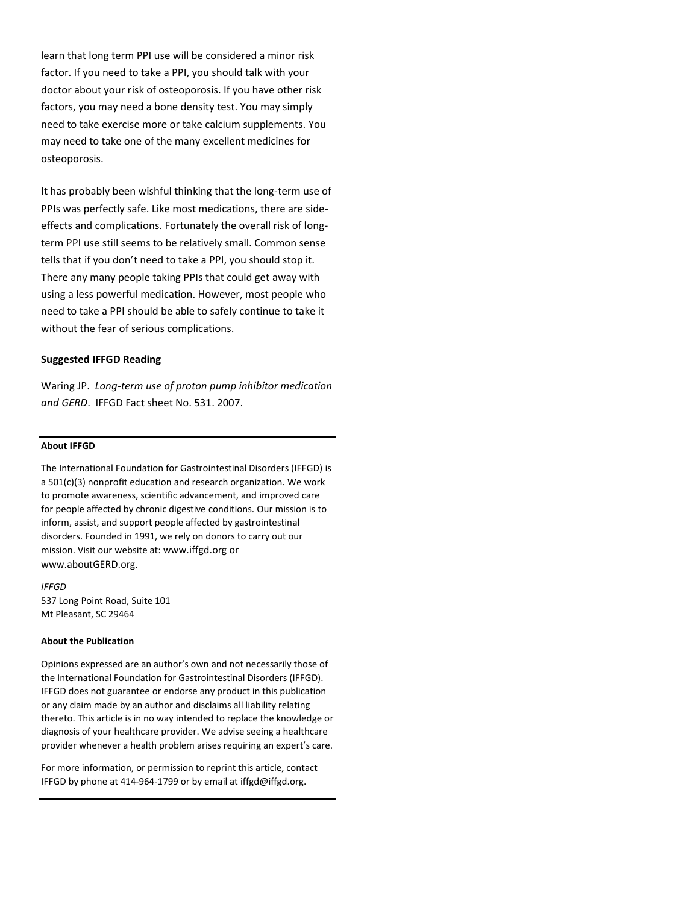learn that long term PPI use will be considered a minor risk factor. If you need to take a PPI, you should talk with your doctor about your risk of osteoporosis. If you have other risk factors, you may need a bone density test. You may simply need to take exercise more or take calcium supplements. You may need to take one of the many excellent medicines for osteoporosis.

It has probably been wishful thinking that the long-term use of PPIs was perfectly safe. Like most medications, there are side-effects and complications. Fortunately the overall risk of long-term PPI use still seems to be relatively small. Common sense tells that if you don't need to take a PPI, you should stop it. There any many people taking PPIs that could get away with using a less powerful medication. However, most people who need to take a PPI should be able to safely continue to take it without the fear of serious complications.

**Suggested IFFGD Reading**

Waring JP. *Long-term use of proton pump inhibitor medication and GERD*. IFFGD Fact sheet No. 531. 2007.

---

**About IFFGD**

The International Foundation for Gastrointestinal Disorders (IFFGD) is a 501(c)(3) nonprofit education and research organization. We work to promote awareness, scientific advancement, and improved care for people affected by chronic digestive conditions. Our mission is to inform, assist, and support people affected by gastrointestinal disorders. Founded in 1991, we rely on donors to carry out our mission. Visit our website at: www.iffgd.org or www.aboutGERD.org.

*IFFGD*
537 Long Point Road, Suite 101
Mt Pleasant, SC 29464

**About the Publication**

Opinions expressed are an author's own and not necessarily those of the International Foundation for Gastrointestinal Disorders (IFFGD). IFFGD does not guarantee or endorse any product in this publication or any claim made by an author and disclaims all liability relating thereto. This article is in no way intended to replace the knowledge or diagnosis of your healthcare provider. We advise seeing a healthcare provider whenever a health problem arises requiring an expert's care.

For more information, or permission to reprint this article, contact IFFGD by phone at 414-964-1799 or by email at iffgd@iffgd.org.

---